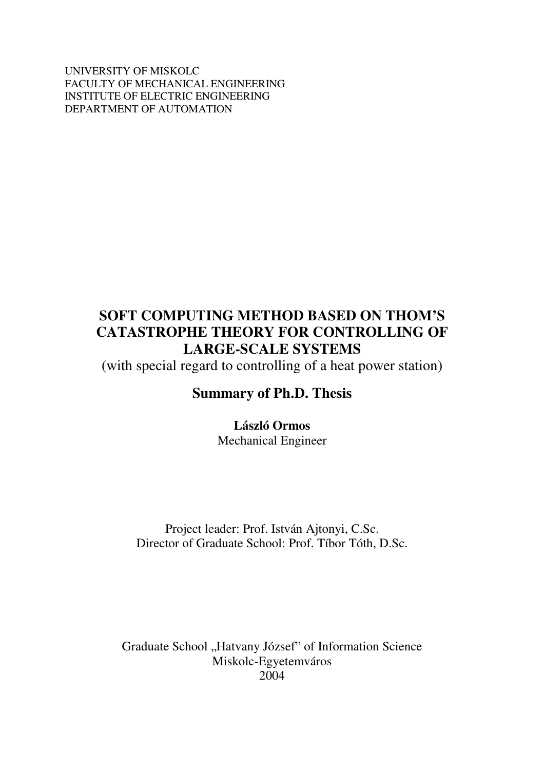UNIVERSITY OF MISKOLC
FACULTY OF MECHANICAL ENGINEERING
INSTITUTE OF ELECTRIC ENGINEERING
DEPARTMENT OF AUTOMATION

# SOFT COMPUTING METHOD BASED ON THOM'S CATASTROPHE THEORY FOR CONTROLLING OF LARGE-SCALE SYSTEMS

(with special regard to controlling of a heat power station)

## Summary of Ph.D. Thesis

**László Ormos**
Mechanical Engineer

Project leader: Prof. István Ajtonyi, C.Sc.
Director of Graduate School: Prof. Tíbor Tóth, D.Sc.

Graduate School „Hatvany József" of Information Science
Miskolc-Egyetemváros
2004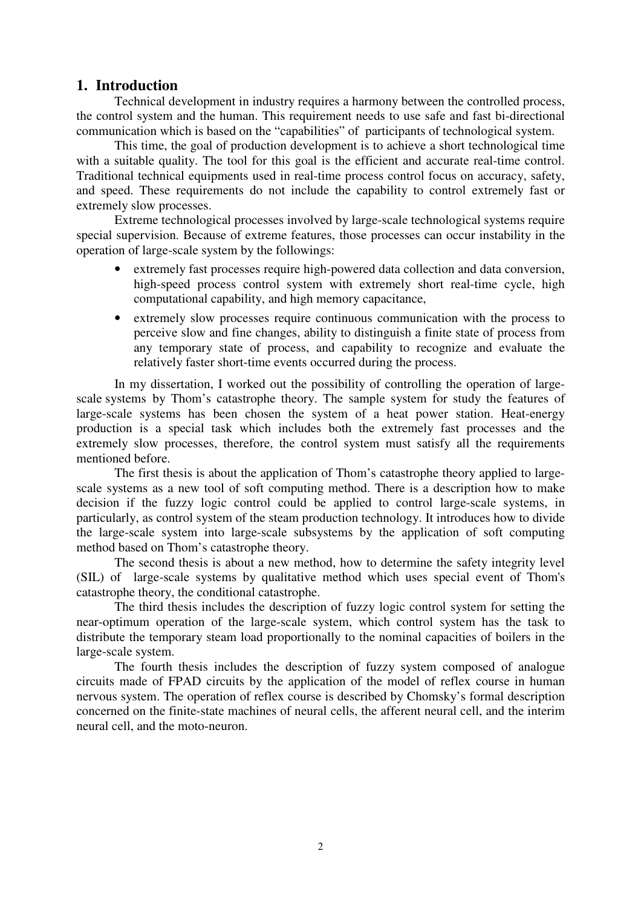# 1. Introduction

Technical development in industry requires a harmony between the controlled process, the control system and the human. This requirement needs to use safe and fast bi-directional communication which is based on the "capabilities" of participants of technological system.

This time, the goal of production development is to achieve a short technological time with a suitable quality. The tool for this goal is the efficient and accurate real-time control. Traditional technical equipments used in real-time process control focus on accuracy, safety, and speed. These requirements do not include the capability to control extremely fast or extremely slow processes.

Extreme technological processes involved by large-scale technological systems require special supervision. Because of extreme features, those processes can occur instability in the operation of large-scale system by the followings:

- extremely fast processes require high-powered data collection and data conversion, high-speed process control system with extremely short real-time cycle, high computational capability, and high memory capacitance,
- extremely slow processes require continuous communication with the process to perceive slow and fine changes, ability to distinguish a finite state of process from any temporary state of process, and capability to recognize and evaluate the relatively faster short-time events occurred during the process.

In my dissertation, I worked out the possibility of controlling the operation of large-scale systems by Thom's catastrophe theory. The sample system for study the features of large-scale systems has been chosen the system of a heat power station. Heat-energy production is a special task which includes both the extremely fast processes and the extremely slow processes, therefore, the control system must satisfy all the requirements mentioned before.

The first thesis is about the application of Thom's catastrophe theory applied to large-scale systems as a new tool of soft computing method. There is a description how to make decision if the fuzzy logic control could be applied to control large-scale systems, in particularly, as control system of the steam production technology. It introduces how to divide the large-scale system into large-scale subsystems by the application of soft computing method based on Thom's catastrophe theory.

The second thesis is about a new method, how to determine the safety integrity level (SIL) of large-scale systems by qualitative method which uses special event of Thom's catastrophe theory, the conditional catastrophe.

The third thesis includes the description of fuzzy logic control system for setting the near-optimum operation of the large-scale system, which control system has the task to distribute the temporary steam load proportionally to the nominal capacities of boilers in the large-scale system.

The fourth thesis includes the description of fuzzy system composed of analogue circuits made of FPAD circuits by the application of the model of reflex course in human nervous system. The operation of reflex course is described by Chomsky's formal description concerned on the finite-state machines of neural cells, the afferent neural cell, and the interim neural cell, and the moto-neuron.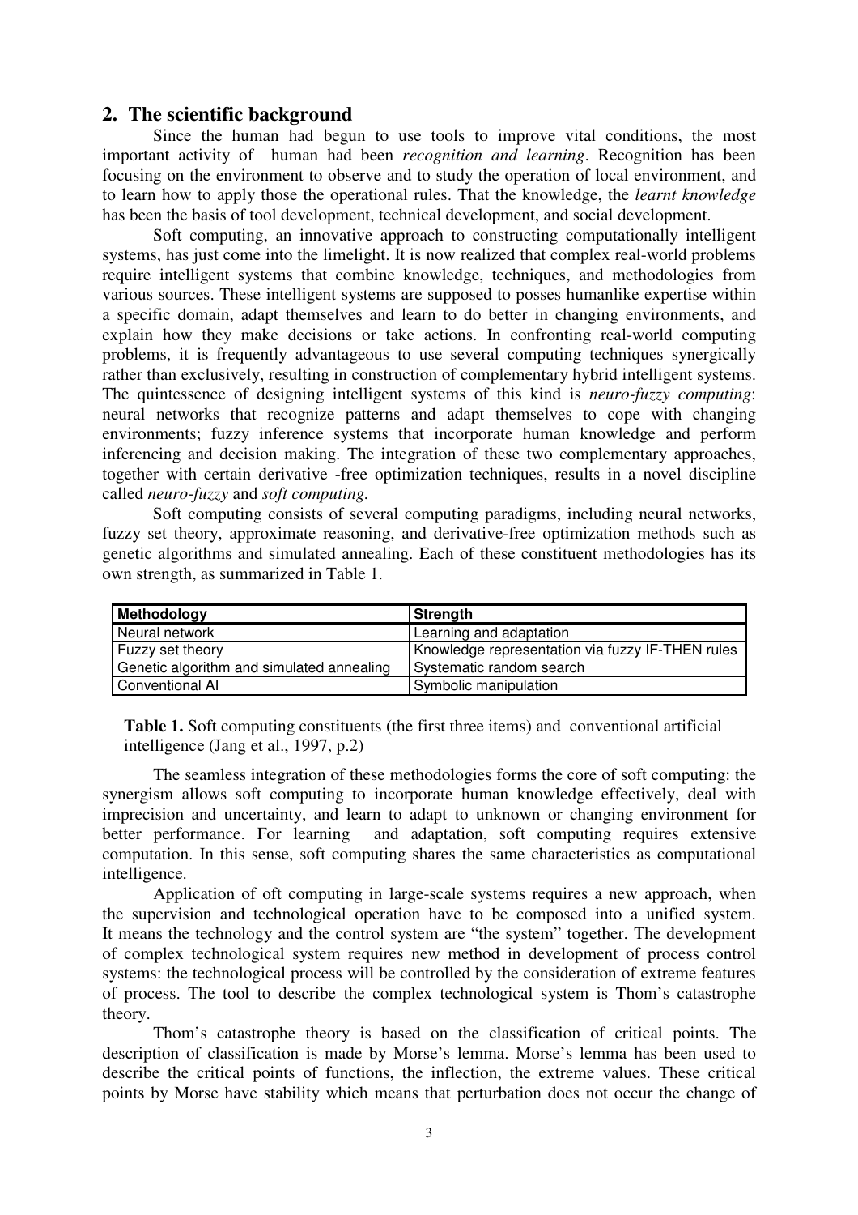## 2. The scientific background

Since the human had begun to use tools to improve vital conditions, the most important activity of human had been *recognition and learning*. Recognition has been focusing on the environment to observe and to study the operation of local environment, and to learn how to apply those the operational rules. That the knowledge, the *learnt knowledge* has been the basis of tool development, technical development, and social development.

Soft computing, an innovative approach to constructing computationally intelligent systems, has just come into the limelight. It is now realized that complex real-world problems require intelligent systems that combine knowledge, techniques, and methodologies from various sources. These intelligent systems are supposed to posses humanlike expertise within a specific domain, adapt themselves and learn to do better in changing environments, and explain how they make decisions or take actions. In confronting real-world computing problems, it is frequently advantageous to use several computing techniques synergically rather than exclusively, resulting in construction of complementary hybrid intelligent systems. The quintessence of designing intelligent systems of this kind is *neuro-fuzzy computing*: neural networks that recognize patterns and adapt themselves to cope with changing environments; fuzzy inference systems that incorporate human knowledge and perform inferencing and decision making. The integration of these two complementary approaches, together with certain derivative -free optimization techniques, results in a novel discipline called *neuro-fuzzy* and *soft computing.*

Soft computing consists of several computing paradigms, including neural networks, fuzzy set theory, approximate reasoning, and derivative-free optimization methods such as genetic algorithms and simulated annealing. Each of these constituent methodologies has its own strength, as summarized in Table 1.

| **Methodology** | **Strength** |
|---|---|
| Neural network | Learning and adaptation |
| Fuzzy set theory | Knowledge representation via fuzzy IF-THEN rules |
| Genetic algorithm and simulated annealing | Systematic random search |
| Conventional AI | Symbolic manipulation |

**Table 1.** Soft computing constituents (the first three items) and conventional artificial intelligence (Jang et al., 1997, p.2)

The seamless integration of these methodologies forms the core of soft computing: the synergism allows soft computing to incorporate human knowledge effectively, deal with imprecision and uncertainty, and learn to adapt to unknown or changing environment for better performance. For learning and adaptation, soft computing requires extensive computation. In this sense, soft computing shares the same characteristics as computational intelligence.

Application of oft computing in large-scale systems requires a new approach, when the supervision and technological operation have to be composed into a unified system. It means the technology and the control system are "the system" together. The development of complex technological system requires new method in development of process control systems: the technological process will be controlled by the consideration of extreme features of process. The tool to describe the complex technological system is Thom's catastrophe theory.

Thom's catastrophe theory is based on the classification of critical points. The description of classification is made by Morse's lemma. Morse's lemma has been used to describe the critical points of functions, the inflection, the extreme values. These critical points by Morse have stability which means that perturbation does not occur the change of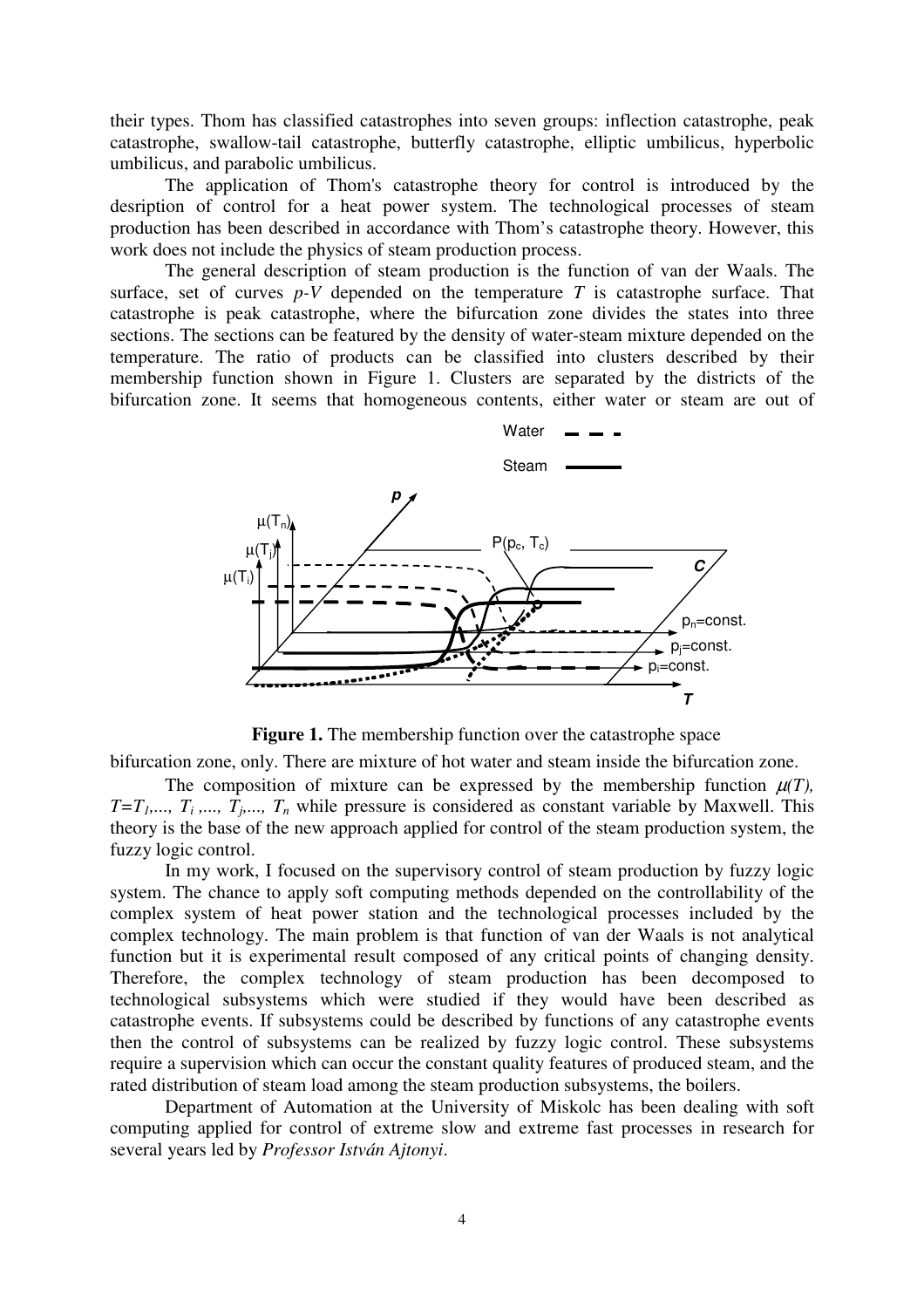their types. Thom has classified catastrophes into seven groups: inflection catastrophe, peak catastrophe, swallow-tail catastrophe, butterfly catastrophe, elliptic umbilicus, hyperbolic umbilicus, and parabolic umbilicus.

The application of Thom's catastrophe theory for control is introduced by the desription of control for a heat power system. The technological processes of steam production has been described in accordance with Thom's catastrophe theory. However, this work does not include the physics of steam production process.

The general description of steam production is the function of van der Waals. The surface, set of curves *p-V* depended on the temperature *T* is catastrophe surface. That catastrophe is peak catastrophe, where the bifurcation zone divides the states into three sections. The sections can be featured by the density of water-steam mixture depended on the temperature. The ratio of products can be classified into clusters described by their membership function shown in Figure 1. Clusters are separated by the districts of the bifurcation zone. It seems that homogeneous contents, either water or steam are out of bifurcation zone, only. There are mixture of hot water and steam inside the bifurcation zone.

**Figure 1.** The membership function over the catastrophe space

The composition of mixture can be expressed by the membership function $\mu(T)$, $T=T_1,..., T_i ,..., T_j,..., T_n$ while pressure is considered as constant variable by Maxwell. This theory is the base of the new approach applied for control of the steam production system, the fuzzy logic control.

In my work, I focused on the supervisory control of steam production by fuzzy logic system. The chance to apply soft computing methods depended on the controllability of the complex system of heat power station and the technological processes included by the complex technology. The main problem is that function of van der Waals is not analytical function but it is experimental result composed of any critical points of changing density. Therefore, the complex technology of steam production has been decomposed to technological subsystems which were studied if they would have been described as catastrophe events. If subsystems could be described by functions of any catastrophe events then the control of subsystems can be realized by fuzzy logic control. These subsystems require a supervision which can occur the constant quality features of produced steam, and the rated distribution of steam load among the steam production subsystems, the boilers.

Department of Automation at the University of Miskolc has been dealing with soft computing applied for control of extreme slow and extreme fast processes in research for several years led by *Professor István Ajtonyi*.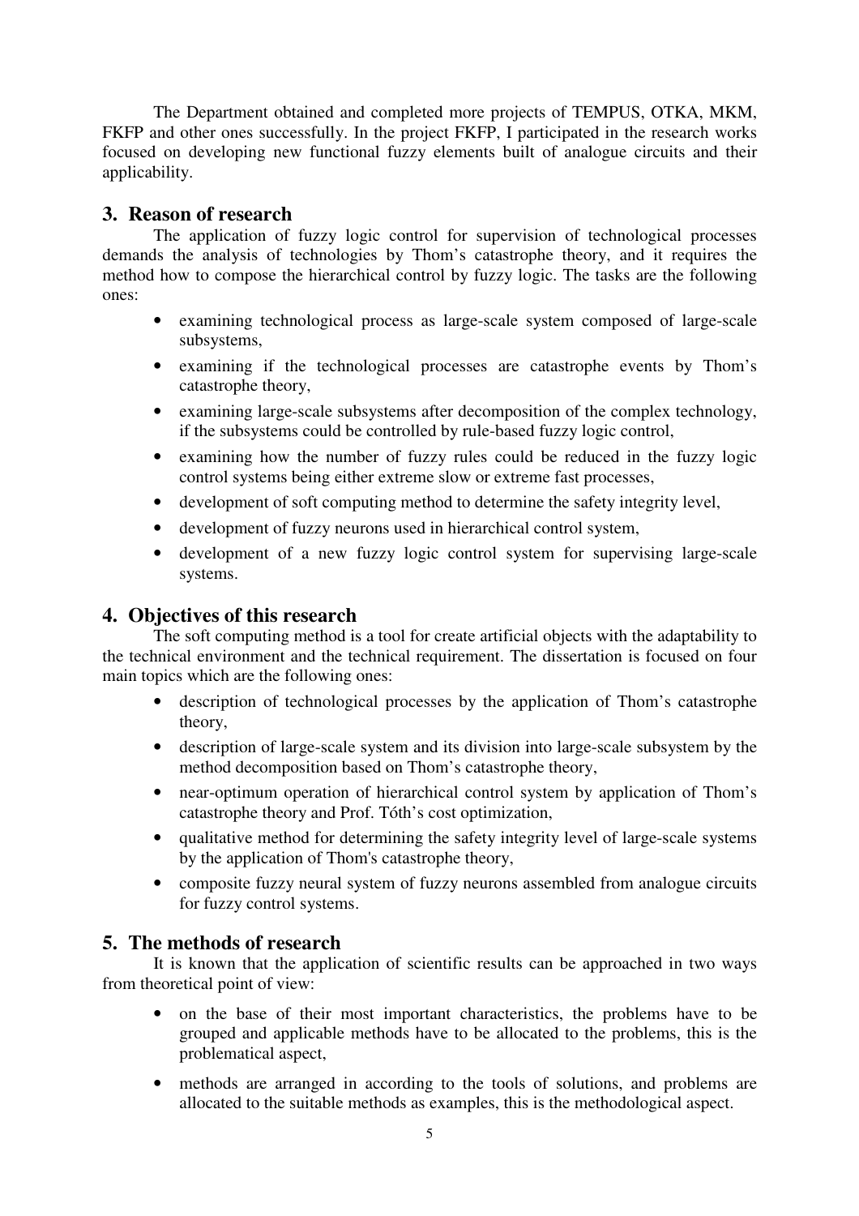The Department obtained and completed more projects of TEMPUS, OTKA, MKM, FKFP and other ones successfully. In the project FKFP, I participated in the research works focused on developing new functional fuzzy elements built of analogue circuits and their applicability.

## 3. Reason of research

The application of fuzzy logic control for supervision of technological processes demands the analysis of technologies by Thom's catastrophe theory, and it requires the method how to compose the hierarchical control by fuzzy logic. The tasks are the following ones:

- examining technological process as large-scale system composed of large-scale subsystems,
- examining if the technological processes are catastrophe events by Thom's catastrophe theory,
- examining large-scale subsystems after decomposition of the complex technology, if the subsystems could be controlled by rule-based fuzzy logic control,
- examining how the number of fuzzy rules could be reduced in the fuzzy logic control systems being either extreme slow or extreme fast processes,
- development of soft computing method to determine the safety integrity level,
- development of fuzzy neurons used in hierarchical control system,
- development of a new fuzzy logic control system for supervising large-scale systems.

## 4. Objectives of this research

The soft computing method is a tool for create artificial objects with the adaptability to the technical environment and the technical requirement. The dissertation is focused on four main topics which are the following ones:

- description of technological processes by the application of Thom's catastrophe theory,
- description of large-scale system and its division into large-scale subsystem by the method decomposition based on Thom's catastrophe theory,
- near-optimum operation of hierarchical control system by application of Thom's catastrophe theory and Prof. Tóth's cost optimization,
- qualitative method for determining the safety integrity level of large-scale systems by the application of Thom's catastrophe theory,
- composite fuzzy neural system of fuzzy neurons assembled from analogue circuits for fuzzy control systems.

## 5. The methods of research

It is known that the application of scientific results can be approached in two ways from theoretical point of view:

- on the base of their most important characteristics, the problems have to be grouped and applicable methods have to be allocated to the problems, this is the problematical aspect,
- methods are arranged in according to the tools of solutions, and problems are allocated to the suitable methods as examples, this is the methodological aspect.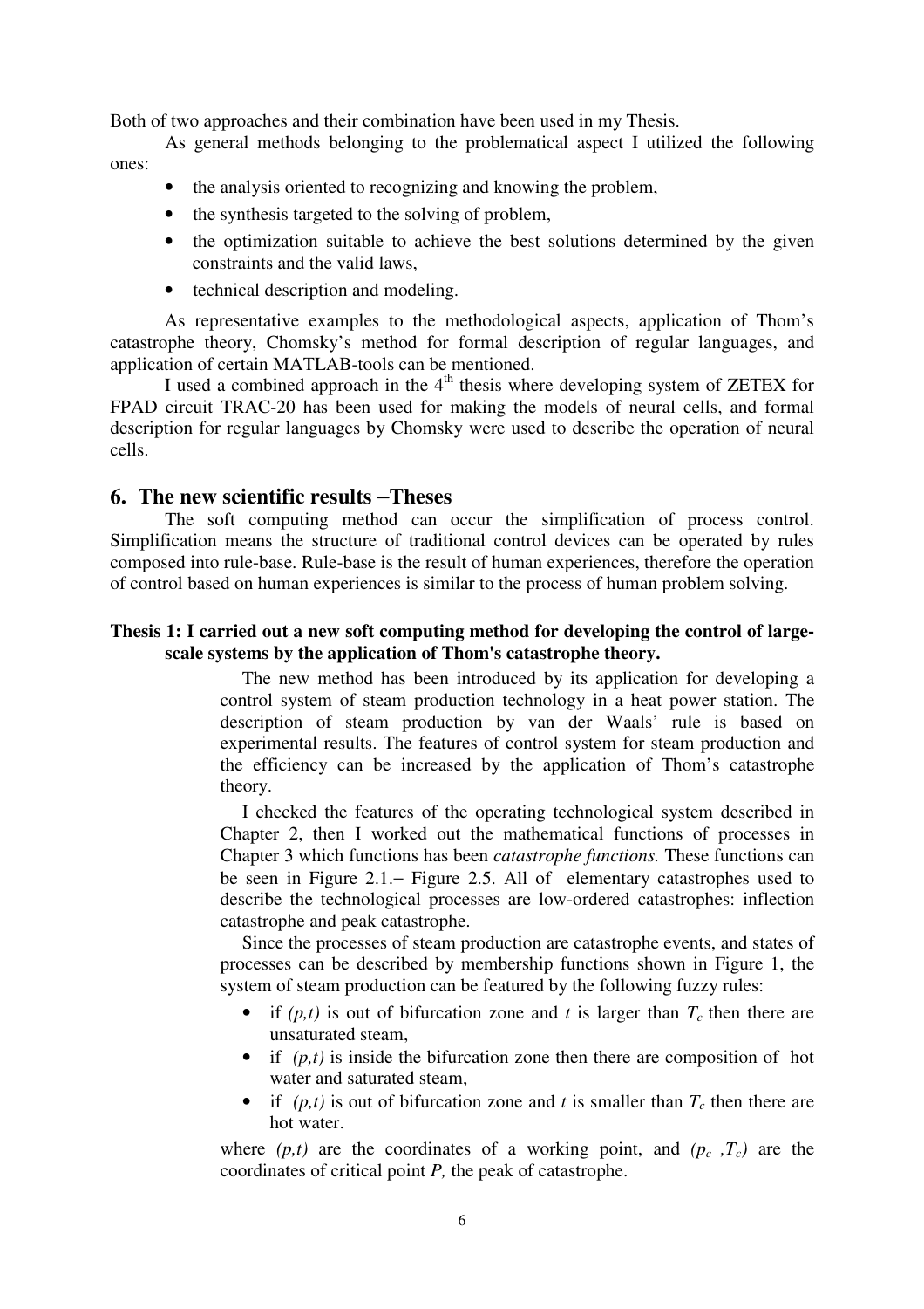Both of two approaches and their combination have been used in my Thesis.

As general methods belonging to the problematical aspect I utilized the following ones:

- the analysis oriented to recognizing and knowing the problem,
- the synthesis targeted to the solving of problem,
- the optimization suitable to achieve the best solutions determined by the given constraints and the valid laws,
- technical description and modeling.

As representative examples to the methodological aspects, application of Thom's catastrophe theory, Chomsky's method for formal description of regular languages, and application of certain MATLAB-tools can be mentioned.

I used a combined approach in the 4[th] thesis where developing system of ZETEX for FPAD circuit TRAC-20 has been used for making the models of neural cells, and formal description for regular languages by Chomsky were used to describe the operation of neural cells.

## 6. The new scientific results –Theses

The soft computing method can occur the simplification of process control. Simplification means the structure of traditional control devices can be operated by rules composed into rule-base. Rule-base is the result of human experiences, therefore the operation of control based on human experiences is similar to the process of human problem solving.

**Thesis 1: I carried out a new soft computing method for developing the control of large-scale systems by the application of Thom's catastrophe theory.**

The new method has been introduced by its application for developing a control system of steam production technology in a heat power station. The description of steam production by van der Waals' rule is based on experimental results. The features of control system for steam production and the efficiency can be increased by the application of Thom's catastrophe theory.

I checked the features of the operating technological system described in Chapter 2, then I worked out the mathematical functions of processes in Chapter 3 which functions has been *catastrophe functions.* These functions can be seen in Figure 2.1.– Figure 2.5. All of elementary catastrophes used to describe the technological processes are low-ordered catastrophes: inflection catastrophe and peak catastrophe.

Since the processes of steam production are catastrophe events, and states of processes can be described by membership functions shown in Figure 1, the system of steam production can be featured by the following fuzzy rules:

- if $(p,t)$ is out of bifurcation zone and $t$ is larger than $T_c$ then there are unsaturated steam,
- if $(p,t)$ is inside the bifurcation zone then there are composition of hot water and saturated steam,
- if $(p,t)$ is out of bifurcation zone and $t$ is smaller than $T_c$ then there are hot water.

where $(p,t)$ are the coordinates of a working point, and $(p_c\ ,T_c)$ are the coordinates of critical point $P$, the peak of catastrophe.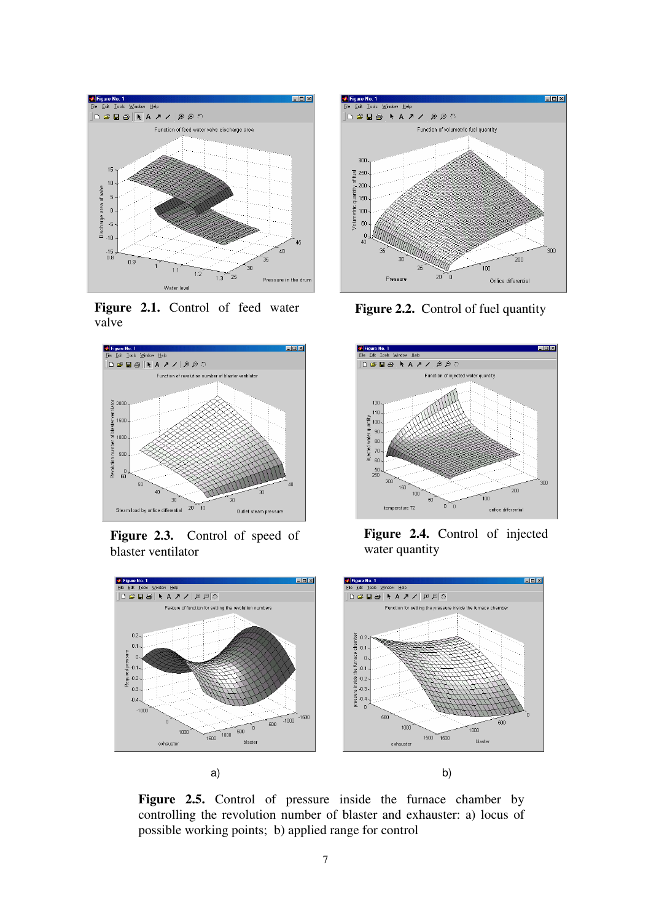**Figure 2.1.** Control of feed water valve

**Figure 2.2.** Control of fuel quantity

**Figure 2.3.** Control of speed of blaster ventilator

**Figure 2.4.** Control of injected water quantity

a)

b)

**Figure 2.5.** Control of pressure inside the furnace chamber by controlling the revolution number of blaster and exhauster: a) locus of possible working points; b) applied range for control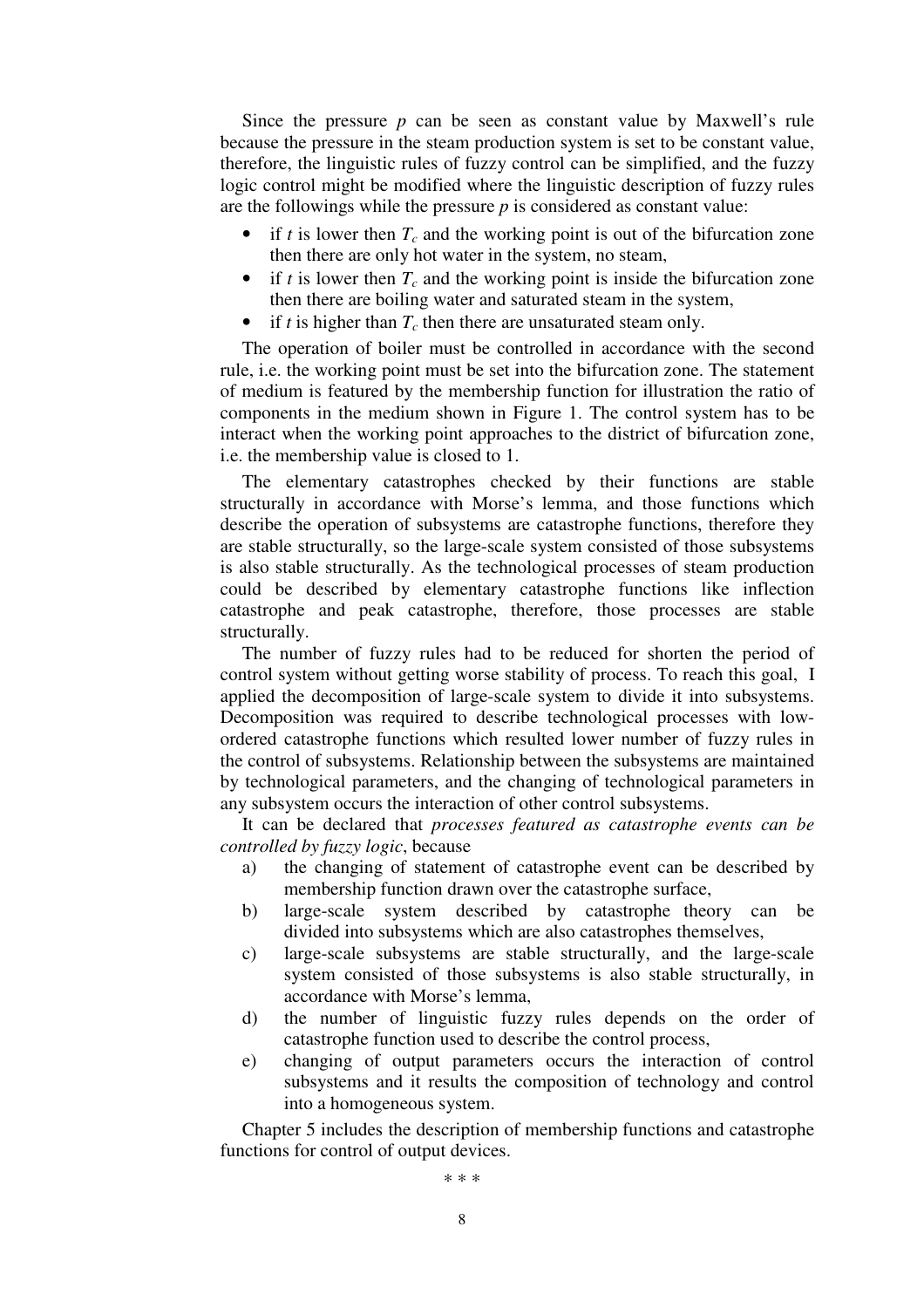Since the pressure $p$ can be seen as constant value by Maxwell's rule because the pressure in the steam production system is set to be constant value, therefore, the linguistic rules of fuzzy control can be simplified, and the fuzzy logic control might be modified where the linguistic description of fuzzy rules are the followings while the pressure $p$ is considered as constant value:

- if $t$ is lower then $T_c$ and the working point is out of the bifurcation zone then there are only hot water in the system, no steam,
- if $t$ is lower then $T_c$ and the working point is inside the bifurcation zone then there are boiling water and saturated steam in the system,
- if $t$ is higher than $T_c$ then there are unsaturated steam only.

The operation of boiler must be controlled in accordance with the second rule, i.e. the working point must be set into the bifurcation zone. The statement of medium is featured by the membership function for illustration the ratio of components in the medium shown in Figure 1. The control system has to be interact when the working point approaches to the district of bifurcation zone, i.e. the membership value is closed to 1.

The elementary catastrophes checked by their functions are stable structurally in accordance with Morse's lemma, and those functions which describe the operation of subsystems are catastrophe functions, therefore they are stable structurally, so the large-scale system consisted of those subsystems is also stable structurally. As the technological processes of steam production could be described by elementary catastrophe functions like inflection catastrophe and peak catastrophe, therefore, those processes are stable structurally.

The number of fuzzy rules had to be reduced for shorten the period of control system without getting worse stability of process. To reach this goal, I applied the decomposition of large-scale system to divide it into subsystems. Decomposition was required to describe technological processes with low-ordered catastrophe functions which resulted lower number of fuzzy rules in the control of subsystems. Relationship between the subsystems are maintained by technological parameters, and the changing of technological parameters in any subsystem occurs the interaction of other control subsystems.

It can be declared that *processes featured as catastrophe events can be controlled by fuzzy logic*, because

a) the changing of statement of catastrophe event can be described by membership function drawn over the catastrophe surface,
b) large-scale system described by catastrophe theory can be divided into subsystems which are also catastrophes themselves,
c) large-scale subsystems are stable structurally, and the large-scale system consisted of those subsystems is also stable structurally, in accordance with Morse's lemma,
d) the number of linguistic fuzzy rules depends on the order of catastrophe function used to describe the control process,
e) changing of output parameters occurs the interaction of control subsystems and it results the composition of technology and control into a homogeneous system.

Chapter 5 includes the description of membership functions and catastrophe functions for control of output devices.

\* \* \*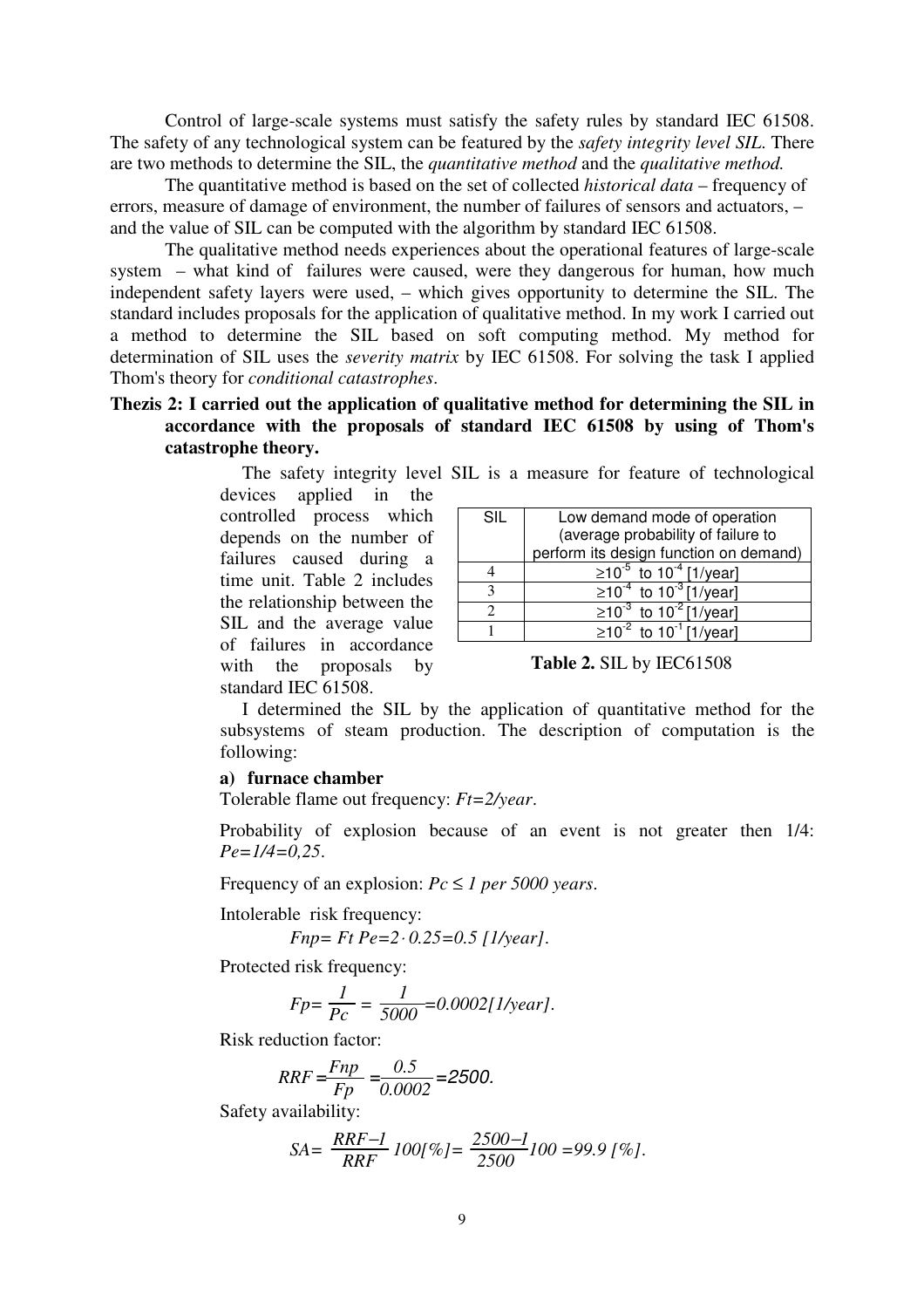Control of large-scale systems must satisfy the safety rules by standard IEC 61508. The safety of any technological system can be featured by the *safety integrity level SIL.* There are two methods to determine the SIL, the *quantitative method* and the *qualitative method.*

The quantitative method is based on the set of collected *historical data* – frequency of errors, measure of damage of environment, the number of failures of sensors and actuators, – and the value of SIL can be computed with the algorithm by standard IEC 61508.

The qualitative method needs experiences about the operational features of large-scale system – what kind of failures were caused, were they dangerous for human, how much independent safety layers were used, – which gives opportunity to determine the SIL. The standard includes proposals for the application of qualitative method. In my work I carried out a method to determine the SIL based on soft computing method. My method for determination of SIL uses the *severity matrix* by IEC 61508. For solving the task I applied Thom's theory for *conditional catastrophes*.

**Thezis 2: I carried out the application of qualitative method for determining the SIL in accordance with the proposals of standard IEC 61508 by using of Thom's catastrophe theory.**

The safety integrity level SIL is a measure for feature of technological devices applied in the controlled process which depends on the number of failures caused during a time unit. Table 2 includes the relationship between the SIL and the average value of failures in accordance with the proposals by standard IEC 61508.

| SIL | Low demand mode of operation (average probability of failure to perform its design function on demand) |
|---|---|
| 4 | $\geq 10^{-5}$ to $10^{-4}$ [1/year] |
| 3 | $\geq 10^{-4}$ to $10^{-3}$ [1/year] |
| 2 | $\geq 10^{-3}$ to $10^{-2}$ [1/year] |
| 1 | $\geq 10^{-2}$ to $10^{-1}$ [1/year] |

**Table 2.** SIL by IEC61508

I determined the SIL by the application of quantitative method for the subsystems of steam production. The description of computation is the following:

**a) furnace chamber**

Tolerable flame out frequency: $Ft=2/year$.

Probability of explosion because of an event is not greater then 1/4: $Pe=1/4=0,25$.

Frequency of an explosion: $Pc \leq 1$ *per 5000 years*.

Intolerable risk frequency:

$$Fnp = Ft\,Pe = 2 \cdot 0.25 = 0.5\ [1/year].$$

Protected risk frequency:

$$Fp = \frac{1}{Pc} = \frac{1}{5000} = 0.0002 [1/year].$$

Risk reduction factor:

$$RRF = \frac{Fnp}{Fp} = \frac{0.5}{0.0002} = 2500.$$

Safety availability:

$$SA = \frac{RRF-1}{RRF}\,100[\%] = \frac{2500-1}{2500}100 = 99.9\ [\%].$$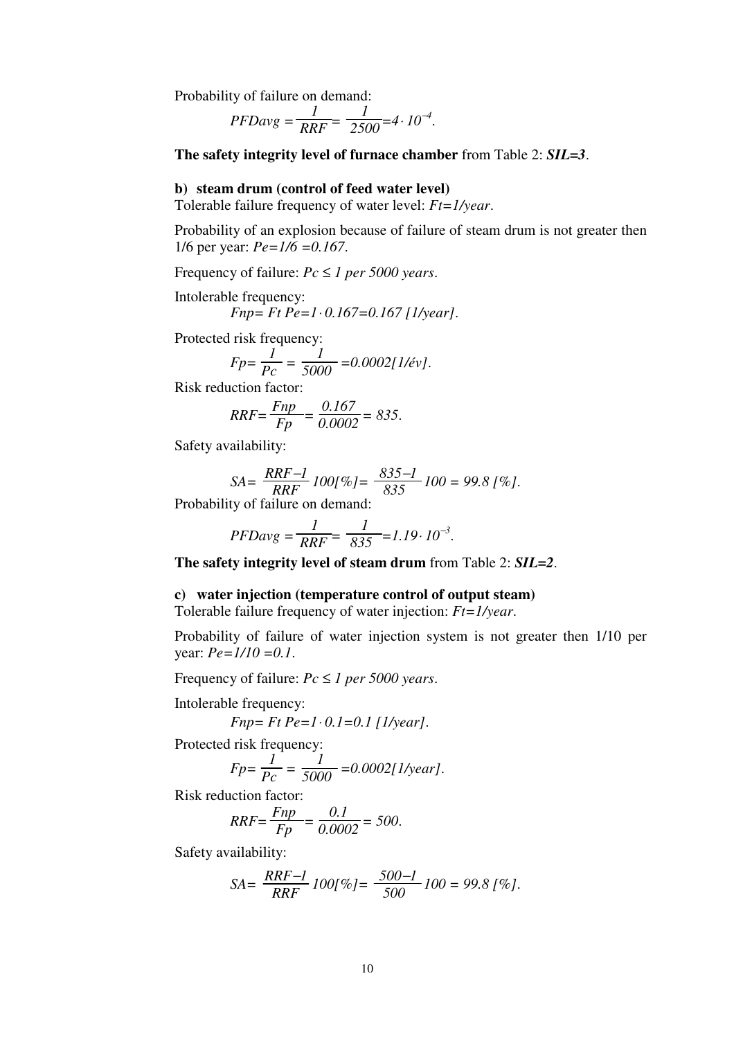Probability of failure on demand:

$$PFDavg = \frac{1}{RRF} = \frac{1}{2500} = 4 \cdot 10^{-4}.$$

**The safety integrity level of furnace chamber** from Table 2: ***SIL=3***.

**b) steam drum (control of feed water level)**

Tolerable failure frequency of water level: *Ft=1/year*.

Probability of an explosion because of failure of steam drum is not greater then 1/6 per year: *Pe=1/6 =0.167*.

Frequency of failure: *Pc ≤ 1 per 5000 years*.

Intolerable frequency:

$$Fnp = Ft\,Pe = 1 \cdot 0.167 = 0.167\ [1/year].$$

Protected risk frequency:

$$Fp = \frac{1}{Pc} = \frac{1}{5000} = 0.0002 [1/év].$$

Risk reduction factor:

$$RRF = \frac{Fnp}{Fp} = \frac{0.167}{0.0002} = 835.$$

Safety availability:

$$SA = \frac{RRF-1}{RRF}\,100[\%] = \frac{835-1}{835}\,100 = 99.8\ [\%].$$

Probability of failure on demand:

$$PFDavg = \frac{1}{RRF} = \frac{1}{835} = 1.19 \cdot 10^{-3}.$$

**The safety integrity level of steam drum** from Table 2: ***SIL=2***.

**c) water injection (temperature control of output steam)**

Tolerable failure frequency of water injection: *Ft=1/year*.

Probability of failure of water injection system is not greater then 1/10 per year: *Pe=1/10 =0.1*.

Frequency of failure: *Pc ≤ 1 per 5000 years*.

Intolerable frequency:

$$Fnp = Ft\,Pe = 1 \cdot 0.1 = 0.1\ [1/year].$$

Protected risk frequency:

$$Fp = \frac{1}{Pc} = \frac{1}{5000} = 0.0002 [1/year].$$

Risk reduction factor:

$$RRF = \frac{Fnp}{Fp} = \frac{0.1}{0.0002} = 500.$$

Safety availability:

$$SA = \frac{RRF-1}{RRF}\,100[\%] = \frac{500-1}{500}\,100 = 99.8\ [\%].$$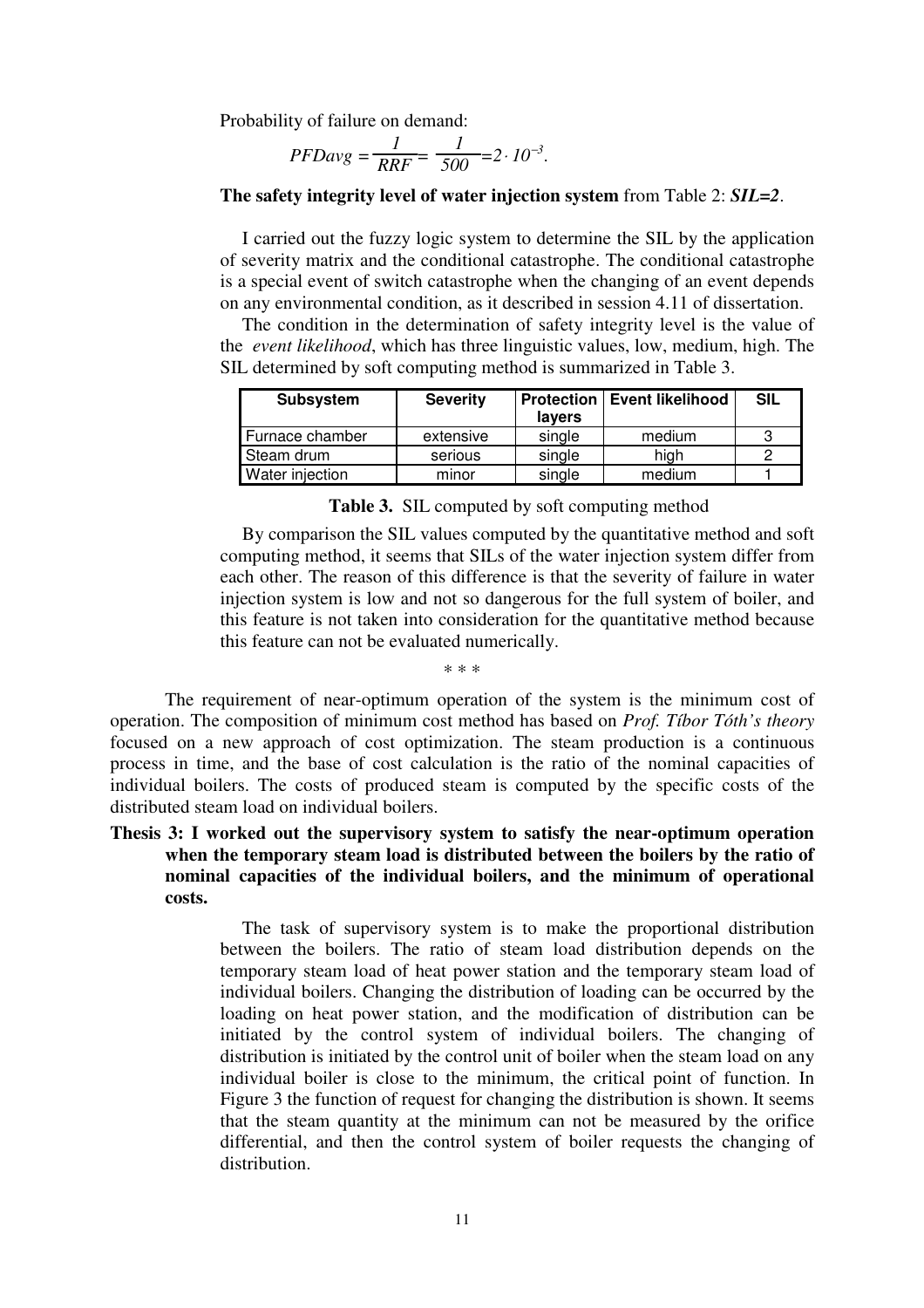Probability of failure on demand:

$$PFDavg = \frac{1}{RRF} = \frac{1}{500} = 2 \cdot 10^{-3}.$$

**The safety integrity level of water injection system** from Table 2: ***SIL=2***.

I carried out the fuzzy logic system to determine the SIL by the application of severity matrix and the conditional catastrophe. The conditional catastrophe is a special event of switch catastrophe when the changing of an event depends on any environmental condition, as it described in session 4.11 of dissertation.

The condition in the determination of safety integrity level is the value of the *event likelihood*, which has three linguistic values, low, medium, high. The SIL determined by soft computing method is summarized in Table 3.

| Subsystem | Severity | Protection layers | Event likelihood | SIL |
|---|---|---|---|---|
| Furnace chamber | extensive | single | medium | 3 |
| Steam drum | serious | single | high | 2 |
| Water injection | minor | single | medium | 1 |

**Table 3.** SIL computed by soft computing method

By comparison the SIL values computed by the quantitative method and soft computing method, it seems that SILs of the water injection system differ from each other. The reason of this difference is that the severity of failure in water injection system is low and not so dangerous for the full system of boiler, and this feature is not taken into consideration for the quantitative method because this feature can not be evaluated numerically.

\* \* \*

The requirement of near-optimum operation of the system is the minimum cost of operation. The composition of minimum cost method has based on *Prof. Tíbor Tóth's theory* focused on a new approach of cost optimization. The steam production is a continuous process in time, and the base of cost calculation is the ratio of the nominal capacities of individual boilers. The costs of produced steam is computed by the specific costs of the distributed steam load on individual boilers.

**Thesis 3: I worked out the supervisory system to satisfy the near-optimum operation when the temporary steam load is distributed between the boilers by the ratio of nominal capacities of the individual boilers, and the minimum of operational costs.**

The task of supervisory system is to make the proportional distribution between the boilers. The ratio of steam load distribution depends on the temporary steam load of heat power station and the temporary steam load of individual boilers. Changing the distribution of loading can be occurred by the loading on heat power station, and the modification of distribution can be initiated by the control system of individual boilers. The changing of distribution is initiated by the control unit of boiler when the steam load on any individual boiler is close to the minimum, the critical point of function. In Figure 3 the function of request for changing the distribution is shown. It seems that the steam quantity at the minimum can not be measured by the orifice differential, and then the control system of boiler requests the changing of distribution.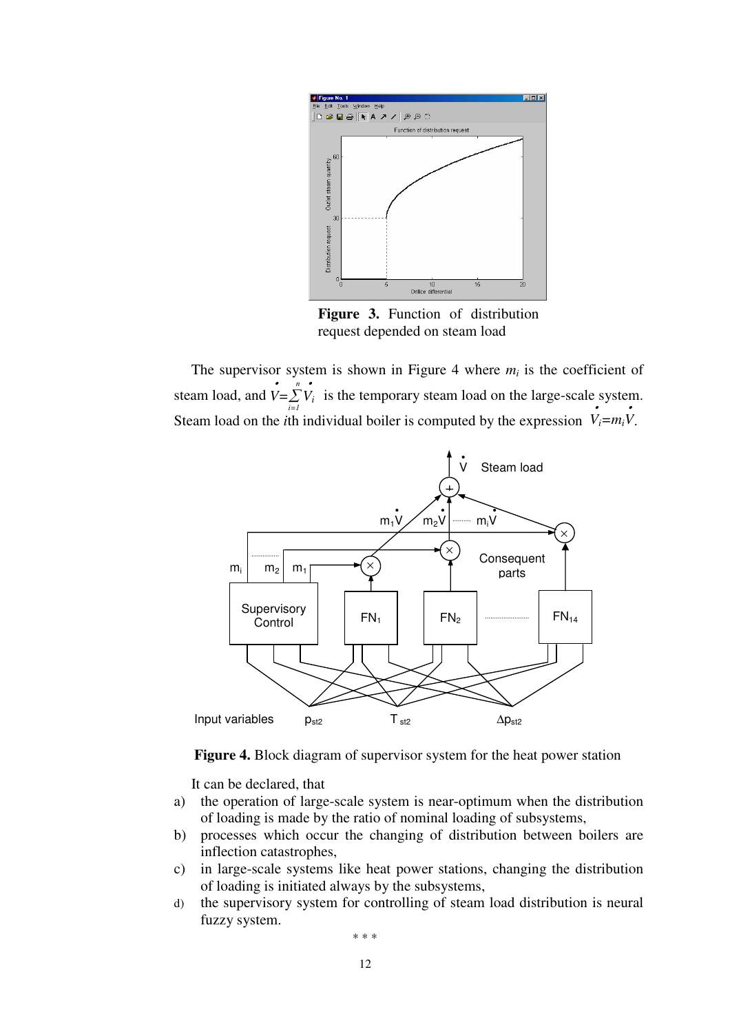**Figure 3.** Function of distribution request depended on steam load

The supervisor system is shown in Figure 4 where $m_i$ is the coefficient of steam load, and $\dot{V}=\sum_{i=1}^{n}\dot{V}_i$ is the temporary steam load on the large-scale system. Steam load on the $i$th individual boiler is computed by the expression $\dot{V}_i=m_i\dot{V}$.

**Figure 4.** Block diagram of supervisor system for the heat power station

It can be declared, that

a) the operation of large-scale system is near-optimum when the distribution of loading is made by the ratio of nominal loading of subsystems,
b) processes which occur the changing of distribution between boilers are inflection catastrophes,
c) in large-scale systems like heat power stations, changing the distribution of loading is initiated always by the subsystems,
d) the supervisory system for controlling of steam load distribution is neural fuzzy system.

\* \* \*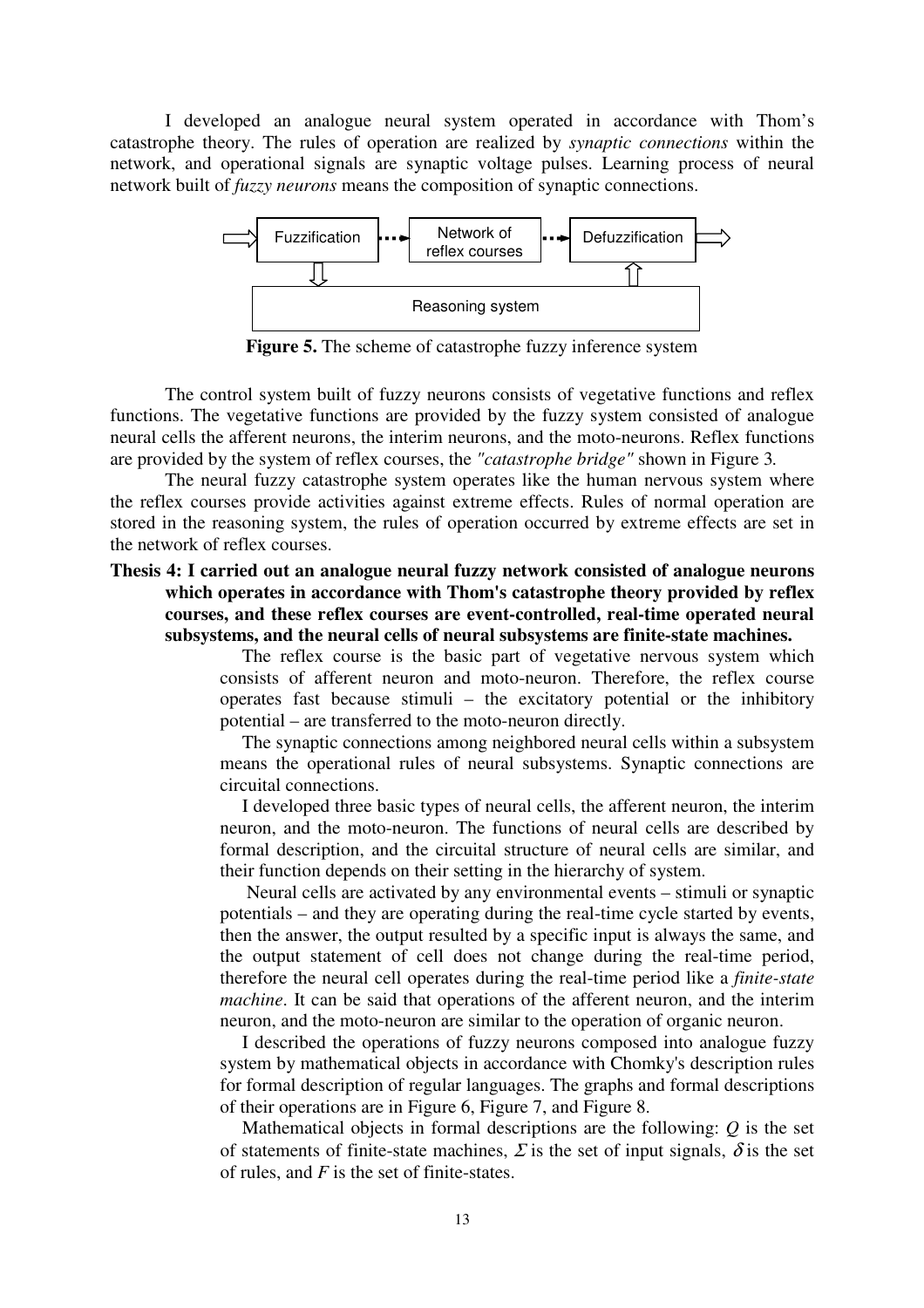I developed an analogue neural system operated in accordance with Thom's catastrophe theory. The rules of operation are realized by *synaptic connections* within the network, and operational signals are synaptic voltage pulses. Learning process of neural network built of *fuzzy neurons* means the composition of synaptic connections.

Fuzzification → Network of reflex courses → Defuzzification

Reasoning system

**Figure 5.** The scheme of catastrophe fuzzy inference system

The control system built of fuzzy neurons consists of vegetative functions and reflex functions. The vegetative functions are provided by the fuzzy system consisted of analogue neural cells the afferent neurons, the interim neurons, and the moto-neurons. Reflex functions are provided by the system of reflex courses, the *"catastrophe bridge"* shown in Figure 3.

The neural fuzzy catastrophe system operates like the human nervous system where the reflex courses provide activities against extreme effects. Rules of normal operation are stored in the reasoning system, the rules of operation occurred by extreme effects are set in the network of reflex courses.

**Thesis 4: I carried out an analogue neural fuzzy network consisted of analogue neurons which operates in accordance with Thom's catastrophe theory provided by reflex courses, and these reflex courses are event-controlled, real-time operated neural subsystems, and the neural cells of neural subsystems are finite-state machines.**

The reflex course is the basic part of vegetative nervous system which consists of afferent neuron and moto-neuron. Therefore, the reflex course operates fast because stimuli – the excitatory potential or the inhibitory potential – are transferred to the moto-neuron directly.

The synaptic connections among neighbored neural cells within a subsystem means the operational rules of neural subsystems. Synaptic connections are circuital connections.

I developed three basic types of neural cells, the afferent neuron, the interim neuron, and the moto-neuron. The functions of neural cells are described by formal description, and the circuital structure of neural cells are similar, and their function depends on their setting in the hierarchy of system.

Neural cells are activated by any environmental events – stimuli or synaptic potentials – and they are operating during the real-time cycle started by events, then the answer, the output resulted by a specific input is always the same, and the output statement of cell does not change during the real-time period, therefore the neural cell operates during the real-time period like a *finite-state machine*. It can be said that operations of the afferent neuron, and the interim neuron, and the moto-neuron are similar to the operation of organic neuron.

I described the operations of fuzzy neurons composed into analogue fuzzy system by mathematical objects in accordance with Chomky's description rules for formal description of regular languages. The graphs and formal descriptions of their operations are in Figure 6, Figure 7, and Figure 8.

Mathematical objects in formal descriptions are the following: $Q$ is the set of statements of finite-state machines, $\Sigma$ is the set of input signals, $\delta$ is the set of rules, and $F$ is the set of finite-states.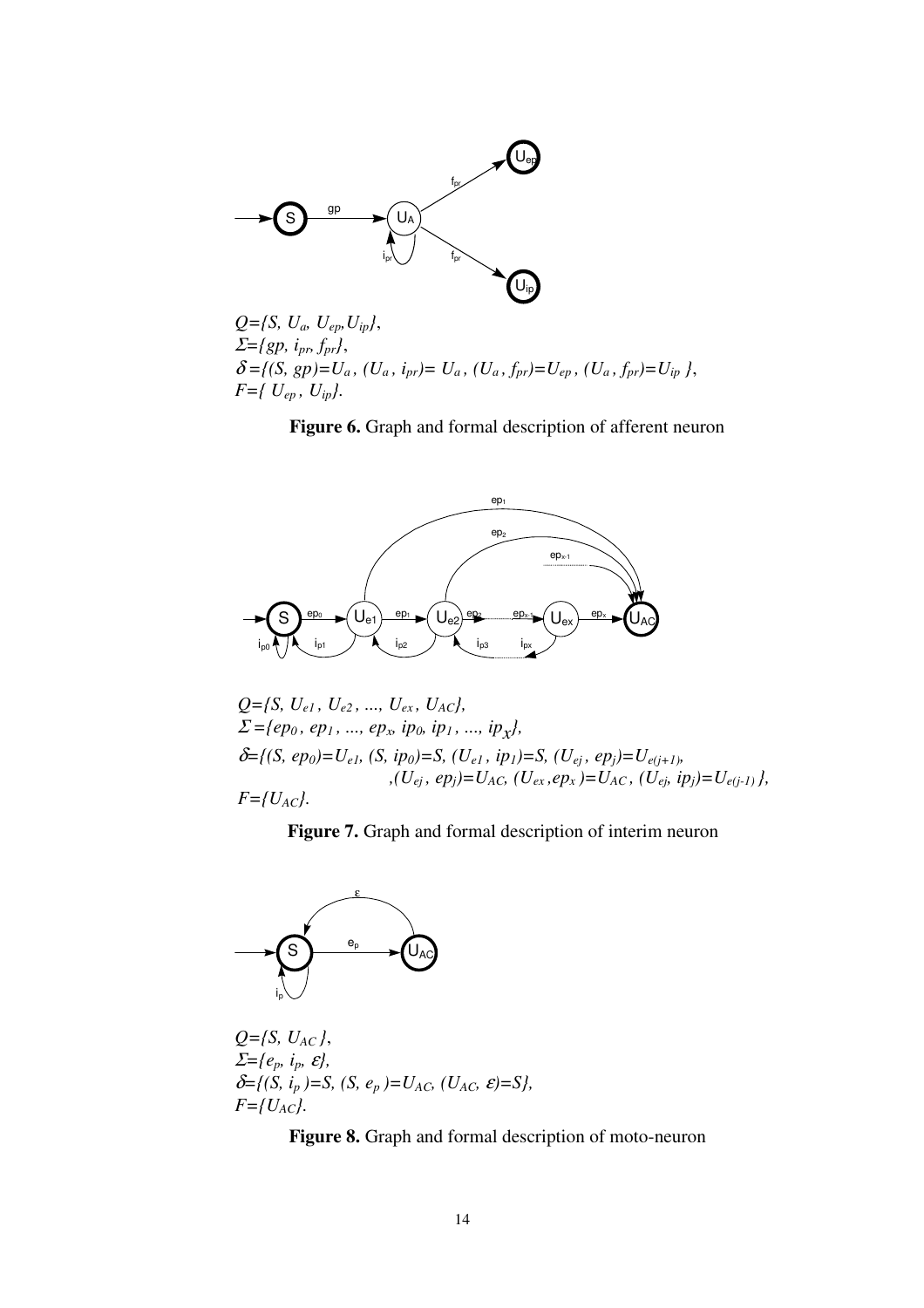$Q=\{S, U_a, U_{ep}, U_{ip}\}$,
$\Sigma=\{gp, i_{pr}, f_{pr}\}$,
$\delta=\{(S, gp)=U_a, (U_a, i_{pr})=U_a, (U_a, f_{pr})=U_{ep}, (U_a, f_{pr})=U_{ip}\}$,
$F=\{U_{ep}, U_{ip}\}$.

**Figure 6.** Graph and formal description of afferent neuron

$Q=\{S, U_{e1}, U_{e2}, ..., U_{ex}, U_{AC}\}$,
$\Sigma=\{ep_0, ep_1, ..., ep_x, ip_0, ip_1, ..., ip_x\}$,
$\delta=\{(S, ep_0)=U_{e1}, (S, ip_0)=S, (U_{e1}, ip_1)=S, (U_{ej}, ep_j)=U_{e(j+1)}, (U_{ej}, ep_j)=U_{AC}, (U_{ex}, ep_x)=U_{AC}, (U_{ej}, ip_j)=U_{e(j-1)}\}$,
$F=\{U_{AC}\}$.

**Figure 7.** Graph and formal description of interim neuron

$Q=\{S, U_{AC}\}$,
$\Sigma=\{e_p, i_p, \varepsilon\}$,
$\delta=\{(S, i_p)=S, (S, e_p)=U_{AC}, (U_{AC}, \varepsilon)=S\}$,
$F=\{U_{AC}\}$.

**Figure 8.** Graph and formal description of moto-neuron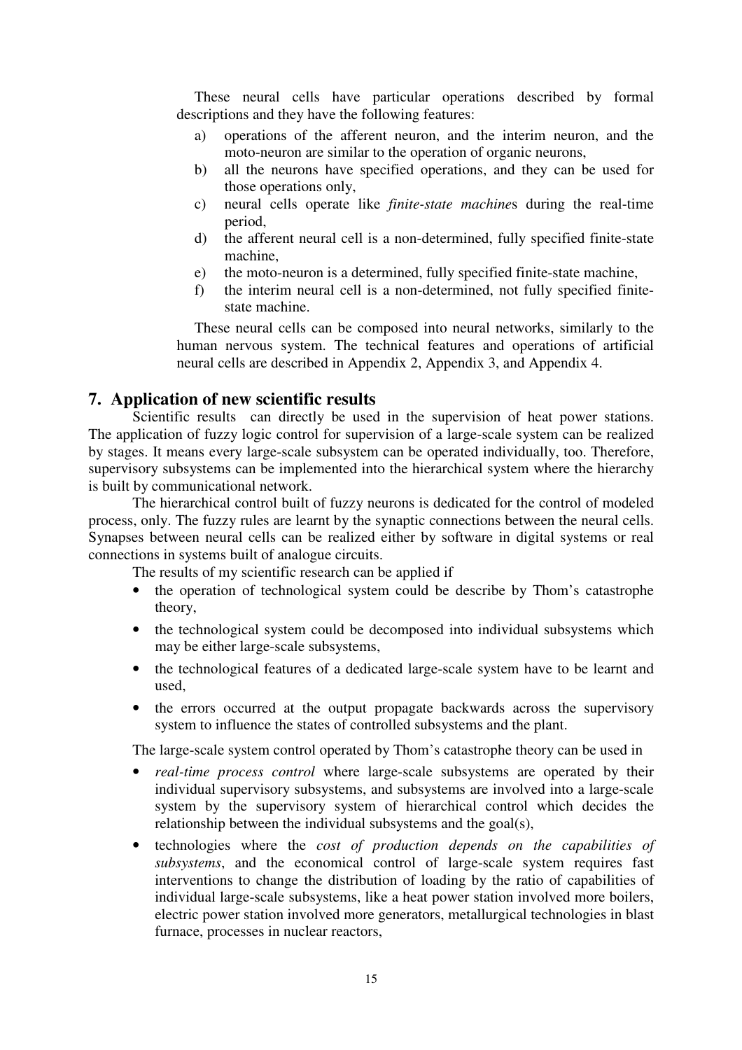These neural cells have particular operations described by formal descriptions and they have the following features:

a) operations of the afferent neuron, and the interim neuron, and the moto-neuron are similar to the operation of organic neurons,
b) all the neurons have specified operations, and they can be used for those operations only,
c) neural cells operate like *finite-state machine*s during the real-time period,
d) the afferent neural cell is a non-determined, fully specified finite-state machine,
e) the moto-neuron is a determined, fully specified finite-state machine,
f) the interim neural cell is a non-determined, not fully specified finite-state machine.

These neural cells can be composed into neural networks, similarly to the human nervous system. The technical features and operations of artificial neural cells are described in Appendix 2, Appendix 3, and Appendix 4.

## 7. Application of new scientific results

Scientific results can directly be used in the supervision of heat power stations. The application of fuzzy logic control for supervision of a large-scale system can be realized by stages. It means every large-scale subsystem can be operated individually, too. Therefore, supervisory subsystems can be implemented into the hierarchical system where the hierarchy is built by communicational network.

The hierarchical control built of fuzzy neurons is dedicated for the control of modeled process, only. The fuzzy rules are learnt by the synaptic connections between the neural cells. Synapses between neural cells can be realized either by software in digital systems or real connections in systems built of analogue circuits.

The results of my scientific research can be applied if

- the operation of technological system could be describe by Thom's catastrophe theory,
- the technological system could be decomposed into individual subsystems which may be either large-scale subsystems,
- the technological features of a dedicated large-scale system have to be learnt and used,
- the errors occurred at the output propagate backwards across the supervisory system to influence the states of controlled subsystems and the plant.

The large-scale system control operated by Thom's catastrophe theory can be used in

- *real-time process control* where large-scale subsystems are operated by their individual supervisory subsystems, and subsystems are involved into a large-scale system by the supervisory system of hierarchical control which decides the relationship between the individual subsystems and the goal(s),
- technologies where the *cost of production depends on the capabilities of subsystems*, and the economical control of large-scale system requires fast interventions to change the distribution of loading by the ratio of capabilities of individual large-scale subsystems, like a heat power station involved more boilers, electric power station involved more generators, metallurgical technologies in blast furnace, processes in nuclear reactors,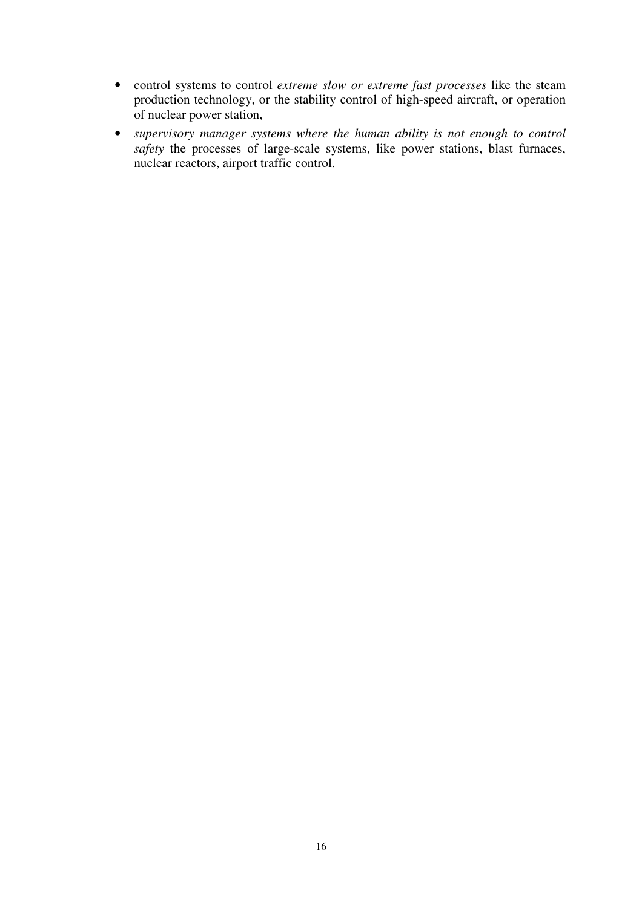- control systems to control *extreme slow or extreme fast processes* like the steam production technology, or the stability control of high-speed aircraft, or operation of nuclear power station,
- *supervisory manager systems where the human ability is not enough to control safety* the processes of large-scale systems, like power stations, blast furnaces, nuclear reactors, airport traffic control.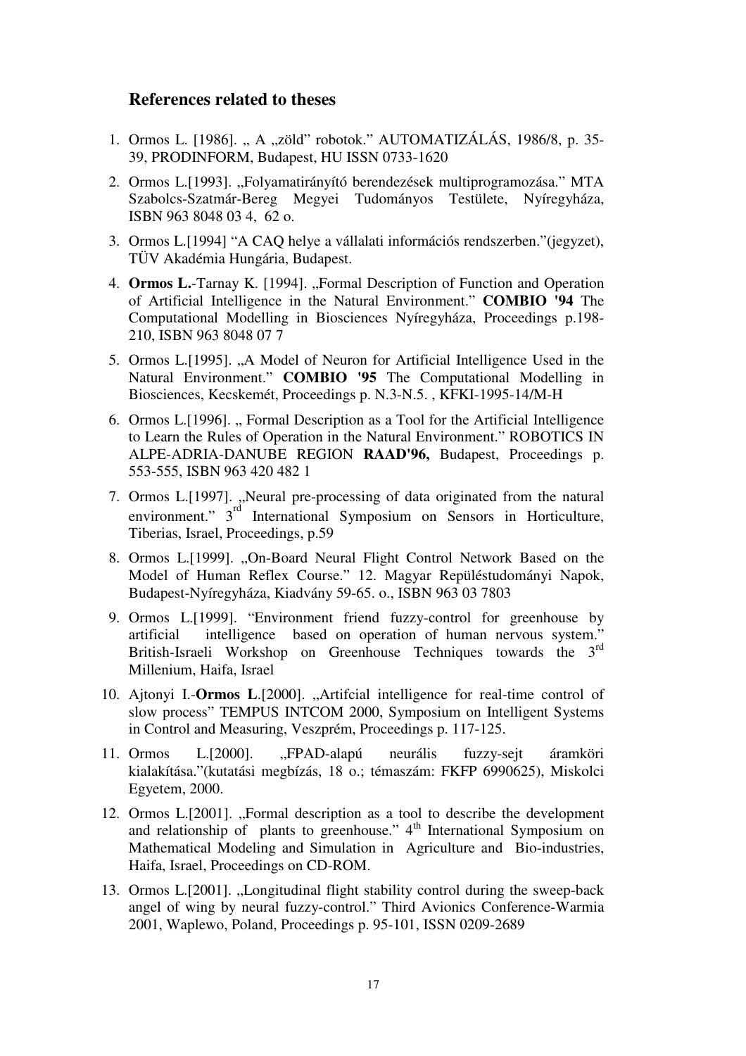## References related to theses

1. Ormos L. [1986]. „ A „zöld" robotok." AUTOMATIZÁLÁS, 1986/8, p. 35-39, PRODINFORM, Budapest, HU ISSN 0733-1620
2. Ormos L.[1993]. „Folyamatirányító berendezések multiprogramozása." MTA Szabolcs-Szatmár-Bereg Megyei Tudományos Testülete, Nyíregyháza, ISBN 963 8048 03 4, 62 o.
3. Ormos L.[1994] "A CAQ helye a vállalati információs rendszerben."(jegyzet), TÜV Akadémia Hungária, Budapest.
4. **Ormos L.**-Tarnay K. [1994]. „Formal Description of Function and Operation of Artificial Intelligence in the Natural Environment." **COMBIO '94** The Computational Modelling in Biosciences Nyíregyháza, Proceedings p.198-210, ISBN 963 8048 07 7
5. Ormos L.[1995]. „A Model of Neuron for Artificial Intelligence Used in the Natural Environment." **COMBIO '95** The Computational Modelling in Biosciences, Kecskemét, Proceedings p. N.3-N.5. , KFKI-1995-14/M-H
6. Ormos L.[1996]. „ Formal Description as a Tool for the Artificial Intelligence to Learn the Rules of Operation in the Natural Environment." ROBOTICS IN ALPE-ADRIA-DANUBE REGION **RAAD'96,** Budapest, Proceedings p. 553-555, ISBN 963 420 482 1
7. Ormos L.[1997]. „Neural pre-processing of data originated from the natural environment." 3rd International Symposium on Sensors in Horticulture, Tiberias, Israel, Proceedings, p.59
8. Ormos L.[1999]. „On-Board Neural Flight Control Network Based on the Model of Human Reflex Course." 12. Magyar Repüléstudományi Napok, Budapest-Nyíregyháza, Kiadvány 59-65. o., ISBN 963 03 7803
9. Ormos L.[1999]. "Environment friend fuzzy-control for greenhouse by artificial intelligence based on operation of human nervous system." British-Israeli Workshop on Greenhouse Techniques towards the 3rd Millenium, Haifa, Israel
10. Ajtonyi I.-**Ormos L**.[2000]. „Artifcial intelligence for real-time control of slow process" TEMPUS INTCOM 2000, Symposium on Intelligent Systems in Control and Measuring, Veszprém, Proceedings p. 117-125.
11. Ormos L.[2000]. „FPAD-alapú neurális fuzzy-sejt áramköri kialakítása."(kutatási megbízás, 18 o.; témaszám: FKFP 6990625), Miskolci Egyetem, 2000.
12. Ormos L.[2001]. „Formal description as a tool to describe the development and relationship of plants to greenhouse." 4th International Symposium on Mathematical Modeling and Simulation in Agriculture and Bio-industries, Haifa, Israel, Proceedings on CD-ROM.
13. Ormos L.[2001]. „Longitudinal flight stability control during the sweep-back angel of wing by neural fuzzy-control." Third Avionics Conference-Warmia 2001, Waplewo, Poland, Proceedings p. 95-101, ISSN 0209-2689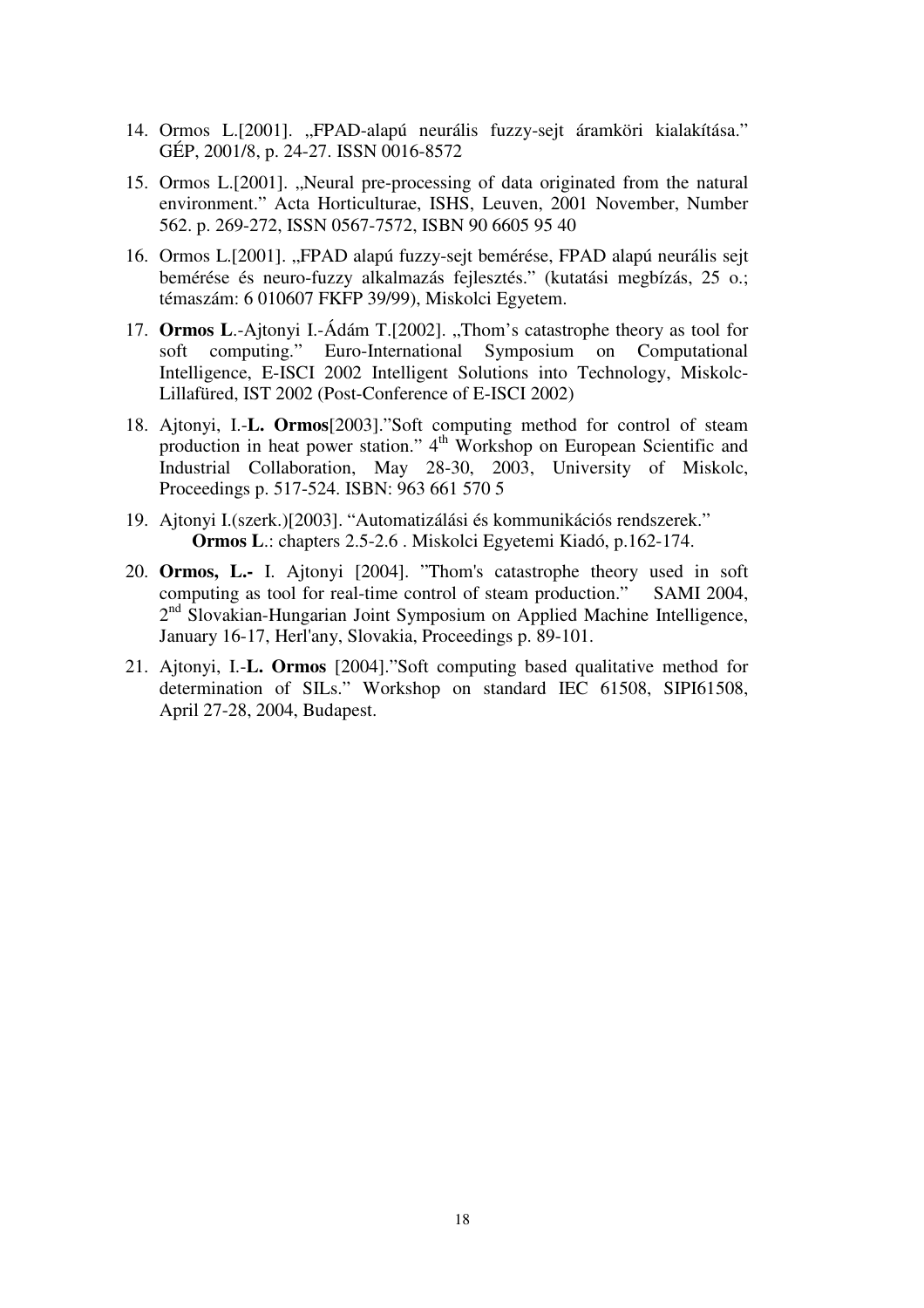14. Ormos L.[2001]. „FPAD-alapú neurális fuzzy-sejt áramköri kialakítása." GÉP, 2001/8, p. 24-27. ISSN 0016-8572

15. Ormos L.[2001]. „Neural pre-processing of data originated from the natural environment." Acta Horticulturae, ISHS, Leuven, 2001 November, Number 562. p. 269-272, ISSN 0567-7572, ISBN 90 6605 95 40

16. Ormos L.[2001]. „FPAD alapú fuzzy-sejt bemérése, FPAD alapú neurális sejt bemérése és neuro-fuzzy alkalmazás fejlesztés." (kutatási megbízás, 25 o.; témaszám: 6 010607 FKFP 39/99), Miskolci Egyetem.

17. **Ormos L**.-Ajtonyi I.-Ádám T.[2002]. „Thom's catastrophe theory as tool for soft computing." Euro-International Symposium on Computational Intelligence, E-ISCI 2002 Intelligent Solutions into Technology, Miskolc-Lillafüred, IST 2002 (Post-Conference of E-ISCI 2002)

18. Ajtonyi, I.-**L. Ormos**[2003]."Soft computing method for control of steam production in heat power station." 4[th] Workshop on European Scientific and Industrial Collaboration, May 28-30, 2003, University of Miskolc, Proceedings p. 517-524. ISBN: 963 661 570 5

19. Ajtonyi I.(szerk.)[2003]. "Automatizálási és kommunikációs rendszerek."
    **Ormos L**.: chapters 2.5-2.6 . Miskolci Egyetemi Kiadó, p.162-174.

20. **Ormos, L.-** I. Ajtonyi [2004]. "Thom's catastrophe theory used in soft computing as tool for real-time control of steam production." SAMI 2004, 2[nd] Slovakian-Hungarian Joint Symposium on Applied Machine Intelligence, January 16-17, Herl'any, Slovakia, Proceedings p. 89-101.

21. Ajtonyi, I.-**L. Ormos** [2004]."Soft computing based qualitative method for determination of SILs." Workshop on standard IEC 61508, SIPI61508, April 27-28, 2004, Budapest.